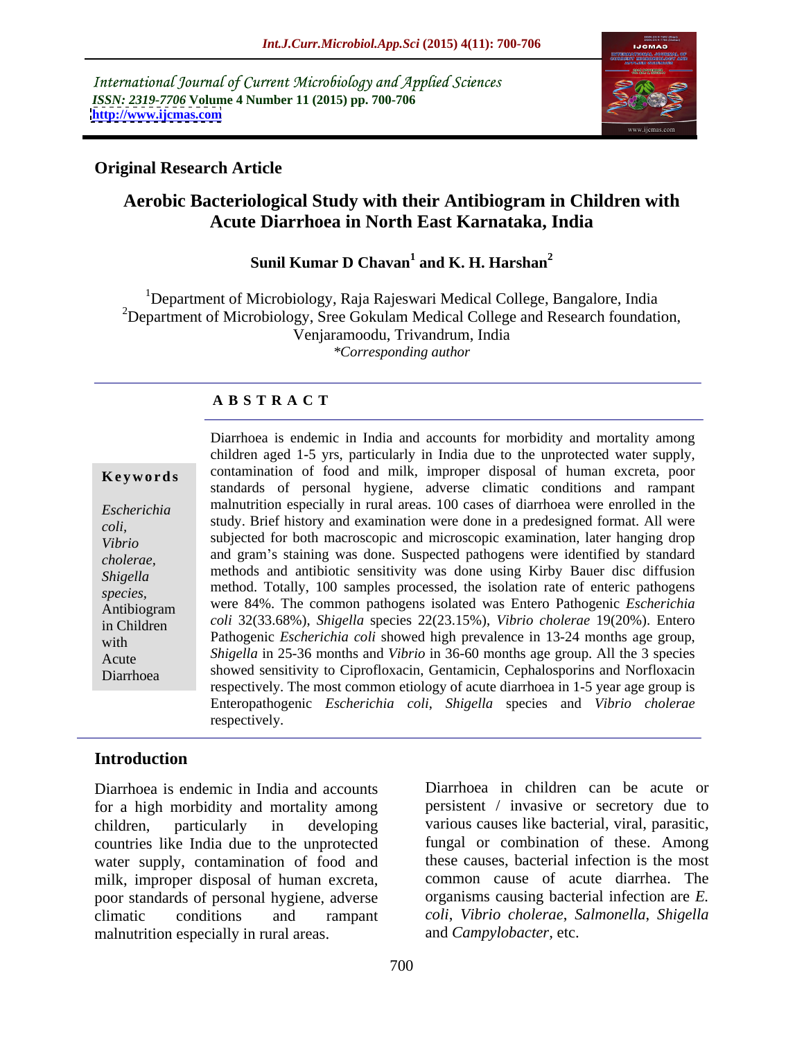International Journal of Current Microbiology and Applied Sciences
*ISSN: 2319-7706* **Volume 4 Number 11 (2015) pp. 700-706**
**http://www.ijcmas.com**

**Original Research Article**

# Aerobic Bacteriological Study with their Antibiogram in Children with Acute Diarrhoea in North East Karnataka, India

**Sunil Kumar D Chavan[1] and K. H. Harshan[2]**

[1]Department of Microbiology, Raja Rajeswari Medical College, Bangalore, India
[2]Department of Microbiology, Sree Gokulam Medical College and Research foundation, Venjaramoodu, Trivandrum, India
*\*Corresponding author*

**A B S T R A C T**

**Keywords**

*Escherichia coli*, *Vibrio cholerae*, *Shigella species*, Antibiogram in Children with Acute Diarrhoea

Diarrhoea is endemic in India and accounts for morbidity and mortality among children aged 1-5 yrs, particularly in India due to the unprotected water supply, contamination of food and milk, improper disposal of human excreta, poor standards of personal hygiene, adverse climatic conditions and rampant malnutrition especially in rural areas. 100 cases of diarrhoea were enrolled in the study. Brief history and examination were done in a predesigned format. All were subjected for both macroscopic and microscopic examination, later hanging drop and gram's staining was done. Suspected pathogens were identified by standard methods and antibiotic sensitivity was done using Kirby Bauer disc diffusion method. Totally, 100 samples processed, the isolation rate of enteric pathogens were 84%. The common pathogens isolated was Entero Pathogenic *Escherichia coli* 32(33.68%), *Shigella* species 22(23.15%), *Vibrio cholerae* 19(20%). Entero Pathogenic *Escherichia coli* showed high prevalence in 13-24 months age group, *Shigella* in 25-36 months and *Vibrio* in 36-60 months age group. All the 3 species showed sensitivity to Ciprofloxacin, Gentamicin, Cephalosporins and Norfloxacin respectively. The most common etiology of acute diarrhoea in 1-5 year age group is Enteropathogenic *Escherichia coli*, *Shigella* species and *Vibrio cholerae* respectively.

## Introduction

Diarrhoea is endemic in India and accounts for a high morbidity and mortality among children, particularly in developing countries like India due to the unprotected water supply, contamination of food and milk, improper disposal of human excreta, poor standards of personal hygiene, adverse climatic conditions and rampant malnutrition especially in rural areas.

Diarrhoea in children can be acute or persistent / invasive or secretory due to various causes like bacterial, viral, parasitic, fungal or combination of these. Among these causes, bacterial infection is the most common cause of acute diarrhea. The organisms causing bacterial infection are *E. coli*, *Vibrio cholerae*, *Salmonella*, *Shigella* and *Campylobacter*, etc.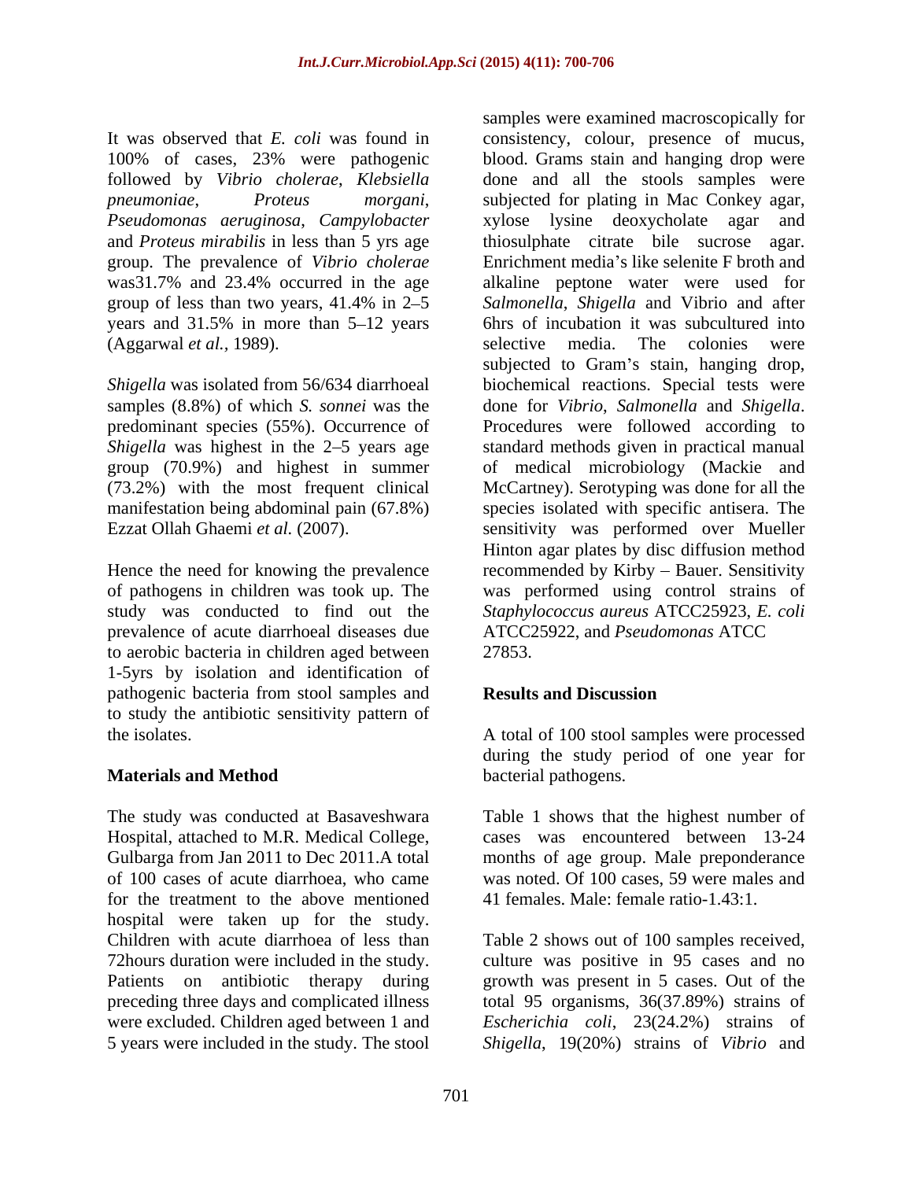It was observed that *E. coli* was found in 100% of cases, 23% were pathogenic followed by *Vibrio cholerae*, *Klebsiella pneumoniae*, *Proteus morgani*, *Pseudomonas aeruginosa*, *Campylobacter* and *Proteus mirabilis* in less than 5 yrs age group. The prevalence of *Vibrio cholerae* was31.7% and 23.4% occurred in the age group of less than two years, 41.4% in 2–5 years and 31.5% in more than 5–12 years (Aggarwal *et al.,* 1989).

*Shigella* was isolated from 56/634 diarrhoeal samples (8.8%) of which *S. sonnei* was the predominant species (55%). Occurrence of *Shigella* was highest in the 2–5 years age group (70.9%) and highest in summer (73.2%) with the most frequent clinical manifestation being abdominal pain (67.8%) Ezzat Ollah Ghaemi *et al.* (2007).

Hence the need for knowing the prevalence of pathogens in children was took up. The study was conducted to find out the prevalence of acute diarrhoeal diseases due to aerobic bacteria in children aged between 1-5yrs by isolation and identification of pathogenic bacteria from stool samples and to study the antibiotic sensitivity pattern of the isolates.

## Materials and Method

The study was conducted at Basaveshwara Hospital, attached to M.R. Medical College, Gulbarga from Jan 2011 to Dec 2011.A total of 100 cases of acute diarrhoea, who came for the treatment to the above mentioned hospital were taken up for the study. Children with acute diarrhoea of less than 72hours duration were included in the study. Patients on antibiotic therapy during preceding three days and complicated illness were excluded. Children aged between 1 and 5 years were included in the study. The stool samples were examined macroscopically for consistency, colour, presence of mucus, blood. Grams stain and hanging drop were done and all the stools samples were subjected for plating in Mac Conkey agar, xylose lysine deoxycholate agar and thiosulphate citrate bile sucrose agar. Enrichment media's like selenite F broth and alkaline peptone water were used for *Salmonella*, *Shigella* and Vibrio and after 6hrs of incubation it was subcultured into selective media. The colonies were subjected to Gram's stain, hanging drop, biochemical reactions. Special tests were done for *Vibrio*, *Salmonella* and *Shigella*. Procedures were followed according to standard methods given in practical manual of medical microbiology (Mackie and McCartney). Serotyping was done for all the species isolated with specific antisera. The sensitivity was performed over Mueller Hinton agar plates by disc diffusion method recommended by Kirby – Bauer. Sensitivity was performed using control strains of *Staphylococcus aureus* ATCC25923, *E. coli* ATCC25922, and *Pseudomonas* ATCC 27853.

## Results and Discussion

A total of 100 stool samples were processed during the study period of one year for bacterial pathogens.

Table 1 shows that the highest number of cases was encountered between 13-24 months of age group. Male preponderance was noted. Of 100 cases, 59 were males and 41 females. Male: female ratio-1.43:1.

Table 2 shows out of 100 samples received, culture was positive in 95 cases and no growth was present in 5 cases. Out of the total 95 organisms, 36(37.89%) strains of *Escherichia coli*, 23(24.2%) strains of *Shigella*, 19(20%) strains of *Vibrio* and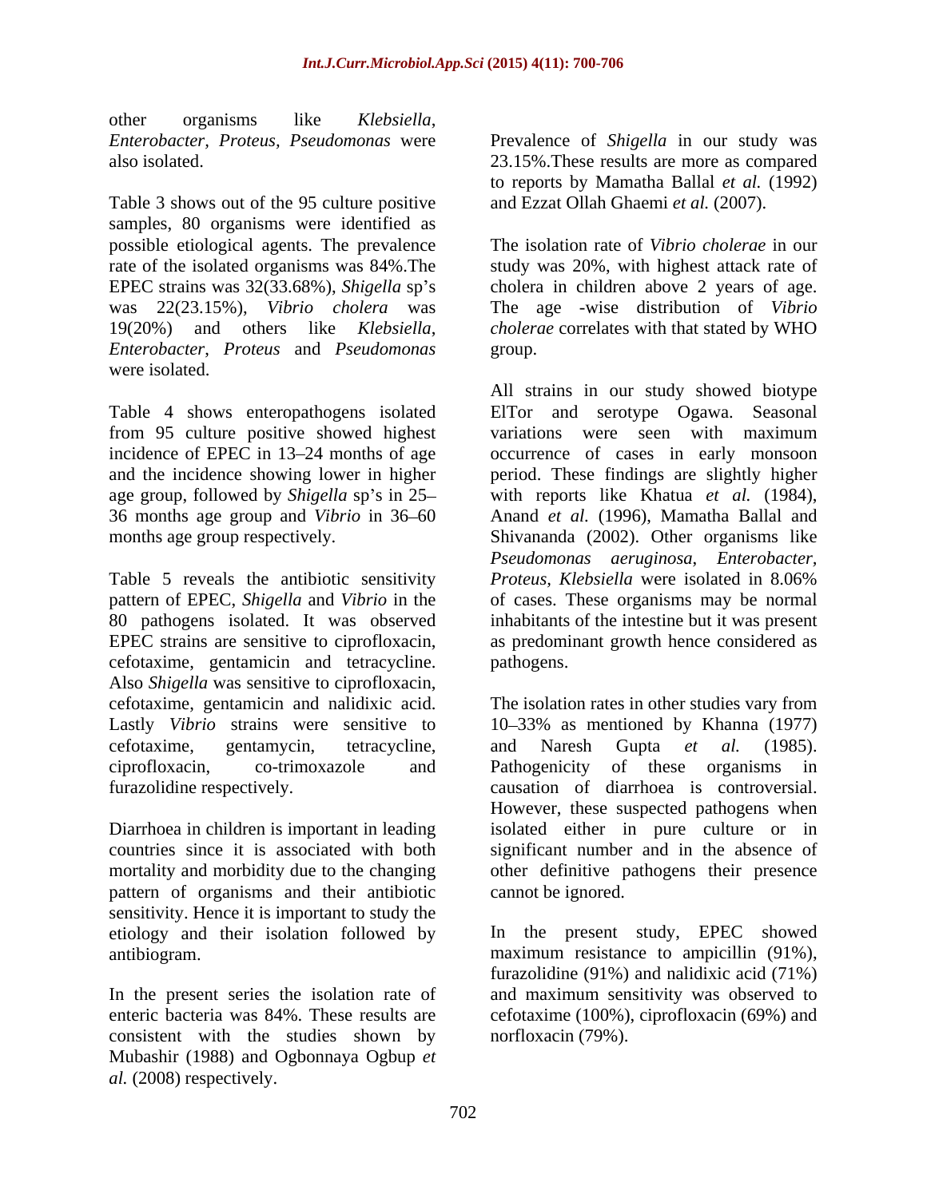other organisms like *Klebsiella*, *Enterobacter*, *Proteus*, *Pseudomonas* were also isolated.

Table 3 shows out of the 95 culture positive samples, 80 organisms were identified as possible etiological agents. The prevalence rate of the isolated organisms was 84%.The EPEC strains was 32(33.68%), *Shigella* sp's was 22(23.15%), *Vibrio cholera* was 19(20%) and others like *Klebsiella*, *Enterobacter*, *Proteus* and *Pseudomonas* were isolated.

Table 4 shows enteropathogens isolated from 95 culture positive showed highest incidence of EPEC in 13–24 months of age and the incidence showing lower in higher age group, followed by *Shigella* sp's in 25–36 months age group and *Vibrio* in 36–60 months age group respectively.

Table 5 reveals the antibiotic sensitivity pattern of EPEC, *Shigella* and *Vibrio* in the 80 pathogens isolated. It was observed EPEC strains are sensitive to ciprofloxacin, cefotaxime, gentamicin and tetracycline. Also *Shigella* was sensitive to ciprofloxacin, cefotaxime, gentamicin and nalidixic acid. Lastly *Vibrio* strains were sensitive to cefotaxime, gentamycin, tetracycline, ciprofloxacin, co-trimoxazole and furazolidine respectively.

Diarrhoea in children is important in leading countries since it is associated with both mortality and morbidity due to the changing pattern of organisms and their antibiotic sensitivity. Hence it is important to study the etiology and their isolation followed by antibiogram.

In the present series the isolation rate of enteric bacteria was 84%. These results are consistent with the studies shown by Mubashir (1988) and Ogbonnaya Ogbup *et al.* (2008) respectively.

Prevalence of *Shigella* in our study was 23.15%.These results are more as compared to reports by Mamatha Ballal *et al.* (1992) and Ezzat Ollah Ghaemi *et al.* (2007).

The isolation rate of *Vibrio cholerae* in our study was 20%, with highest attack rate of cholera in children above 2 years of age. The age -wise distribution of *Vibrio cholerae* correlates with that stated by WHO group.

All strains in our study showed biotype ElTor and serotype Ogawa. Seasonal variations were seen with maximum occurrence of cases in early monsoon period. These findings are slightly higher with reports like Khatua *et al.* (1984), Anand *et al.* (1996), Mamatha Ballal and Shivananda (2002). Other organisms like *Pseudomonas aeruginosa*, *Enterobacter, Proteus, Klebsiella* were isolated in 8.06% of cases. These organisms may be normal inhabitants of the intestine but it was present as predominant growth hence considered as pathogens.

The isolation rates in other studies vary from 10–33% as mentioned by Khanna (1977) and Naresh Gupta *et al.* (1985). Pathogenicity of these organisms in causation of diarrhoea is controversial. However, these suspected pathogens when isolated either in pure culture or in significant number and in the absence of other definitive pathogens their presence cannot be ignored.

In the present study, EPEC showed maximum resistance to ampicillin (91%), furazolidine (91%) and nalidixic acid (71%) and maximum sensitivity was observed to cefotaxime (100%), ciprofloxacin (69%) and norfloxacin (79%).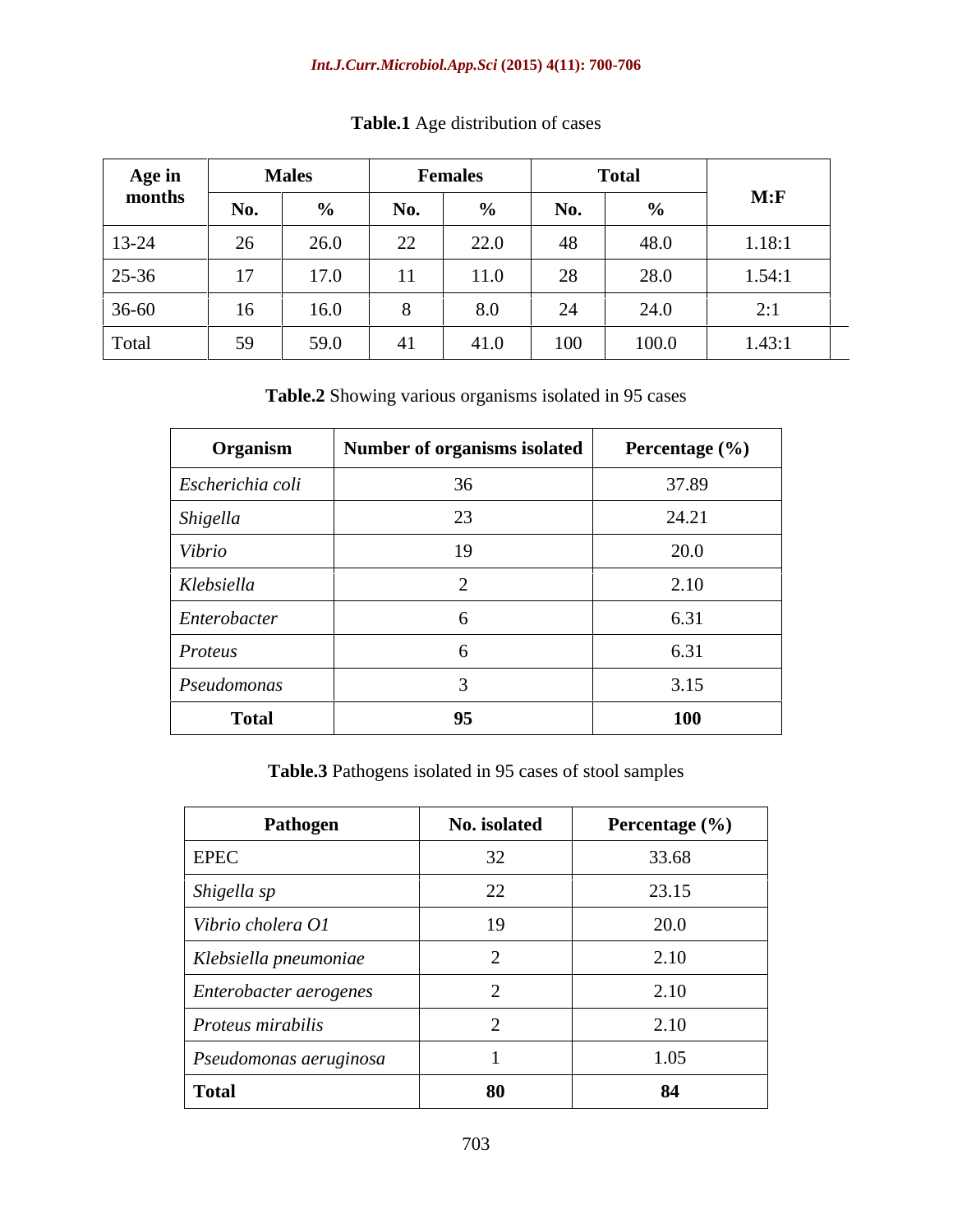**Table.1** Age distribution of cases

| Age in months | Males | | Females | | Total | | M:F |
|---|---|---|---|---|---|---|---|
| | No. | % | No. | % | No. | % | |
| 13-24 | 26 | 26.0 | 22 | 22.0 | 48 | 48.0 | 1.18:1 |
| 25-36 | 17 | 17.0 | 11 | 11.0 | 28 | 28.0 | 1.54:1 |
| 36-60 | 16 | 16.0 | 8 | 8.0 | 24 | 24.0 | 2:1 |
| Total | 59 | 59.0 | 41 | 41.0 | 100 | 100.0 | 1.43:1 |

**Table.2** Showing various organisms isolated in 95 cases

| Organism | Number of organisms isolated | Percentage (%) |
|---|---|---|
| *Escherichia coli* | 36 | 37.89 |
| *Shigella* | 23 | 24.21 |
| *Vibrio* | 19 | 20.0 |
| *Klebsiella* | 2 | 2.10 |
| *Enterobacter* | 6 | 6.31 |
| *Proteus* | 6 | 6.31 |
| *Pseudomonas* | 3 | 3.15 |
| **Total** | **95** | **100** |

**Table.3** Pathogens isolated in 95 cases of stool samples

| Pathogen | No. isolated | Percentage (%) |
|---|---|---|
| EPEC | 32 | 33.68 |
| *Shigella sp* | 22 | 23.15 |
| *Vibrio cholera O1* | 19 | 20.0 |
| *Klebsiella pneumoniae* | 2 | 2.10 |
| *Enterobacter aerogenes* | 2 | 2.10 |
| *Proteus mirabilis* | 2 | 2.10 |
| *Pseudomonas aeruginosa* | 1 | 1.05 |
| **Total** | **80** | **84** |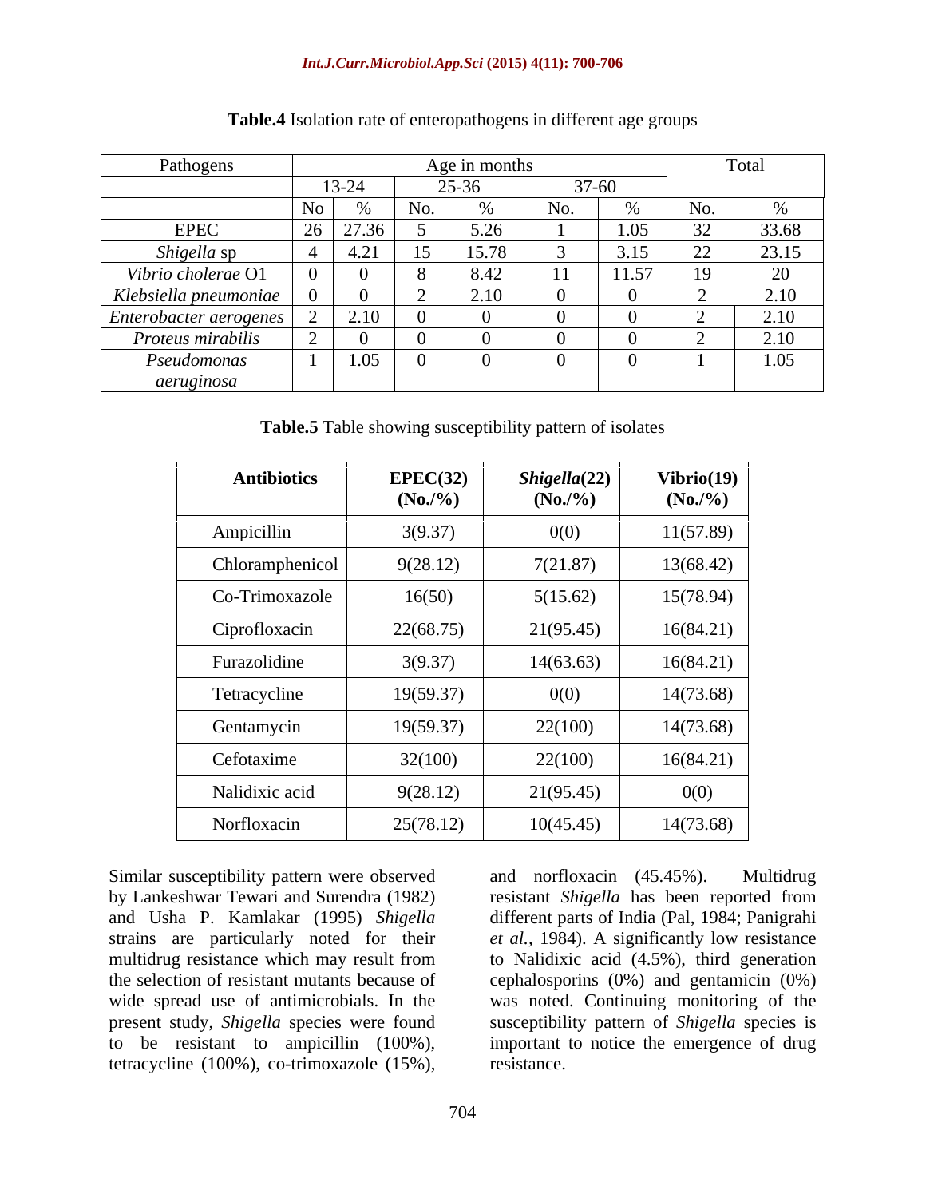**Table.4** Isolation rate of enteropathogens in different age groups

| Pathogens | Age in months | | | | | | Total | |
|---|---|---|---|---|---|---|---|---|
| | 13-24 | | 25-36 | | 37-60 | | | |
| | No | % | No. | % | No. | % | No. | % |
| EPEC | 26 | 27.36 | 5 | 5.26 | 1 | 1.05 | 32 | 33.68 |
| *Shigella* sp | 4 | 4.21 | 15 | 15.78 | 3 | 3.15 | 22 | 23.15 |
| *Vibrio cholerae* O1 | 0 | 0 | 8 | 8.42 | 11 | 11.57 | 19 | 20 |
| *Klebsiella pneumoniae* | 0 | 0 | 2 | 2.10 | 0 | 0 | 2 | 2.10 |
| *Enterobacter aerogenes* | 2 | 2.10 | 0 | 0 | 0 | 0 | 2 | 2.10 |
| *Proteus mirabilis* | 2 | 0 | 0 | 0 | 0 | 0 | 2 | 2.10 |
| *Pseudomonas aeruginosa* | 1 | 1.05 | 0 | 0 | 0 | 0 | 1 | 1.05 |

**Table.5** Table showing susceptibility pattern of isolates

| **Antibiotics** | **EPEC(32) (No./%)** | ***Shigella*(22) (No./%)** | **Vibrio(19) (No./%)** |
|---|---|---|---|
| Ampicillin | 3(9.37) | 0(0) | 11(57.89) |
| Chloramphenicol | 9(28.12) | 7(21.87) | 13(68.42) |
| Co-Trimoxazole | 16(50) | 5(15.62) | 15(78.94) |
| Ciprofloxacin | 22(68.75) | 21(95.45) | 16(84.21) |
| Furazolidine | 3(9.37) | 14(63.63) | 16(84.21) |
| Tetracycline | 19(59.37) | 0(0) | 14(73.68) |
| Gentamycin | 19(59.37) | 22(100) | 14(73.68) |
| Cefotaxime | 32(100) | 22(100) | 16(84.21) |
| Nalidixic acid | 9(28.12) | 21(95.45) | 0(0) |
| Norfloxacin | 25(78.12) | 10(45.45) | 14(73.68) |

Similar susceptibility pattern were observed by Lankeshwar Tewari and Surendra (1982) and Usha P. Kamlakar (1995) *Shigella* strains are particularly noted for their multidrug resistance which may result from the selection of resistant mutants because of wide spread use of antimicrobials. In the present study, *Shigella* species were found to be resistant to ampicillin (100%), tetracycline (100%), co-trimoxazole (15%), and norfloxacin (45.45%). Multidrug resistant *Shigella* has been reported from different parts of India (Pal, 1984; Panigrahi *et al.,* 1984). A significantly low resistance to Nalidixic acid (4.5%), third generation cephalosporins (0%) and gentamicin (0%) was noted. Continuing monitoring of the susceptibility pattern of *Shigella* species is important to notice the emergence of drug resistance.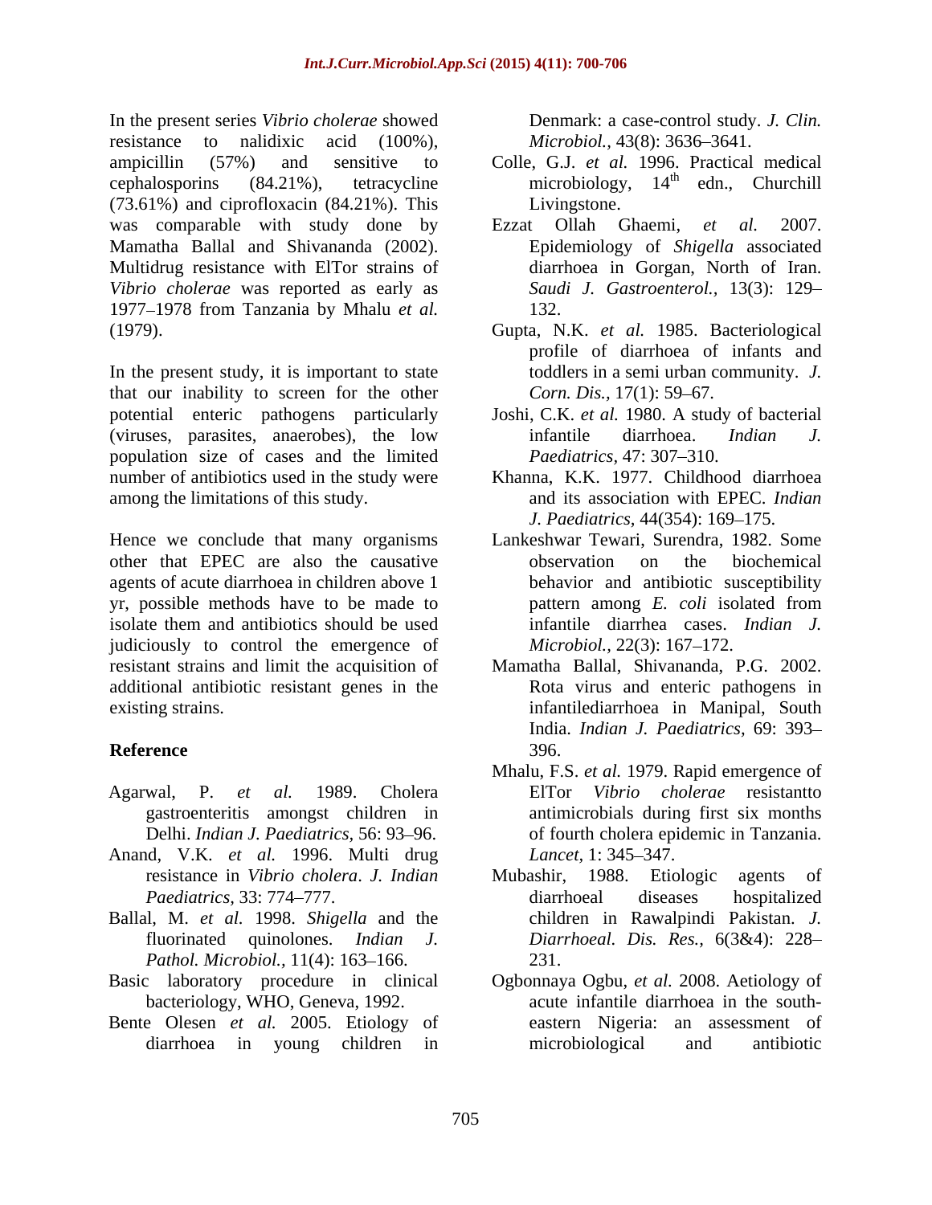In the present series *Vibrio cholerae* showed resistance to nalidixic acid (100%), ampicillin (57%) and sensitive to cephalosporins (84.21%), tetracycline (73.61%) and ciprofloxacin (84.21%). This was comparable with study done by Mamatha Ballal and Shivananda (2002). Multidrug resistance with ElTor strains of *Vibrio cholerae* was reported as early as 1977–1978 from Tanzania by Mhalu *et al.* (1979).

In the present study, it is important to state that our inability to screen for the other potential enteric pathogens particularly (viruses, parasites, anaerobes), the low population size of cases and the limited number of antibiotics used in the study were among the limitations of this study.

Hence we conclude that many organisms other that EPEC are also the causative agents of acute diarrhoea in children above 1 yr, possible methods have to be made to isolate them and antibiotics should be used judiciously to control the emergence of resistant strains and limit the acquisition of additional antibiotic resistant genes in the existing strains.

## Reference

- Agarwal, P. *et al.* 1989. Cholera gastroenteritis amongst children in Delhi. *Indian J. Paediatrics,* 56: 93–96.
- Anand, V.K. *et al.* 1996. Multi drug resistance in *Vibrio cholera*. *J. Indian Paediatrics,* 33: 774–777.
- Ballal, M. *et al.* 1998. *Shigella* and the fluorinated quinolones. *Indian J. Pathol. Microbiol.,* 11(4): 163–166.
- Basic laboratory procedure in clinical bacteriology, WHO, Geneva, 1992.
- Bente Olesen *et al.* 2005. Etiology of diarrhoea in young children in Denmark: a case-control study. *J. Clin. Microbiol.,* 43(8): 3636–3641.
- Colle, G.J. *et al.* 1996. Practical medical microbiology, 14th edn., Churchill Livingstone.
- Ezzat Ollah Ghaemi, *et al.* 2007. Epidemiology of *Shigella* associated diarrhoea in Gorgan, North of Iran. *Saudi J. Gastroenterol.,* 13(3): 129–132.
- Gupta, N.K. *et al.* 1985. Bacteriological profile of diarrhoea of infants and toddlers in a semi urban community. *J. Corn. Dis.,* 17(1): 59–67.
- Joshi, C.K. *et al.* 1980. A study of bacterial infantile diarrhoea. *Indian J. Paediatrics,* 47: 307–310.
- Khanna, K.K. 1977. Childhood diarrhoea and its association with EPEC. *Indian J. Paediatrics,* 44(354): 169–175.
- Lankeshwar Tewari, Surendra, 1982. Some observation on the biochemical behavior and antibiotic susceptibility pattern among *E. coli* isolated from infantile diarrhea cases. *Indian J. Microbiol.,* 22(3): 167–172.
- Mamatha Ballal, Shivananda, P.G. 2002. Rota virus and enteric pathogens in infantilediarrhoea in Manipal, South India. *Indian J. Paediatrics,* 69: 393–396.
- Mhalu, F.S. *et al.* 1979. Rapid emergence of ElTor *Vibrio cholerae* resistantto antimicrobials during first six months of fourth cholera epidemic in Tanzania. *Lancet,* 1: 345–347.
- Mubashir, 1988. Etiologic agents of diarrhoeal diseases hospitalized children in Rawalpindi Pakistan. *J. Diarrhoeal. Dis. Res.,* 6(3&4): 228–231.
- Ogbonnaya Ogbu, *et al.* 2008. Aetiology of acute infantile diarrhoea in the south-eastern Nigeria: an assessment of microbiological and antibiotic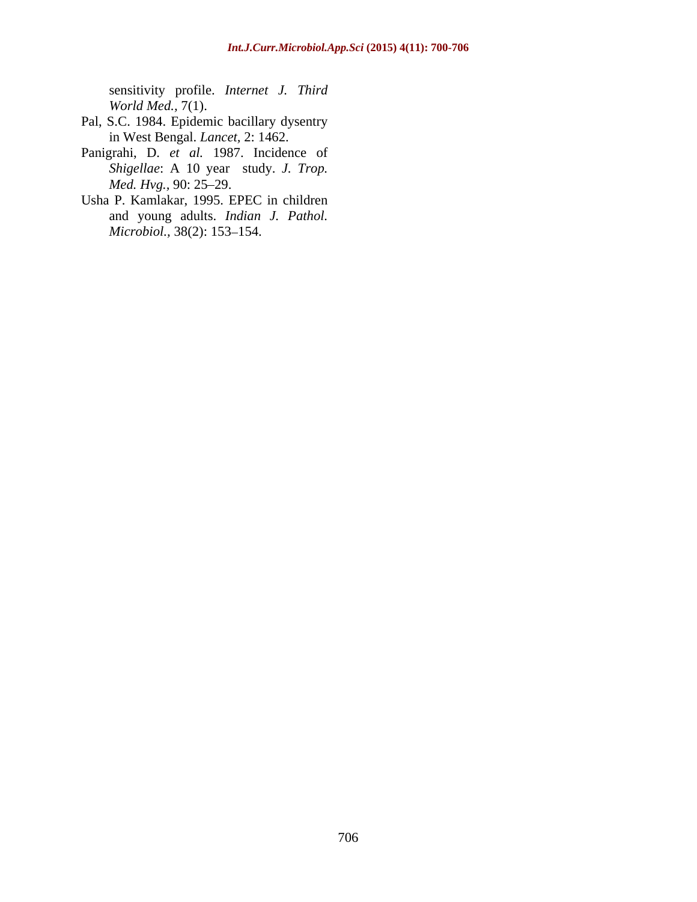sensitivity profile. *Internet J. Third World Med.,* 7(1).

Pal, S.C. 1984. Epidemic bacillary dysentry in West Bengal. *Lancet,* 2: 1462.

Panigrahi, D. *et al.* 1987. Incidence of *Shigellae*: A 10 year study. *J. Trop. Med. Hvg.,* 90: 25–29.

Usha P. Kamlakar, 1995. EPEC in children and young adults. *Indian J. Pathol. Microbiol.,* 38(2): 153–154.